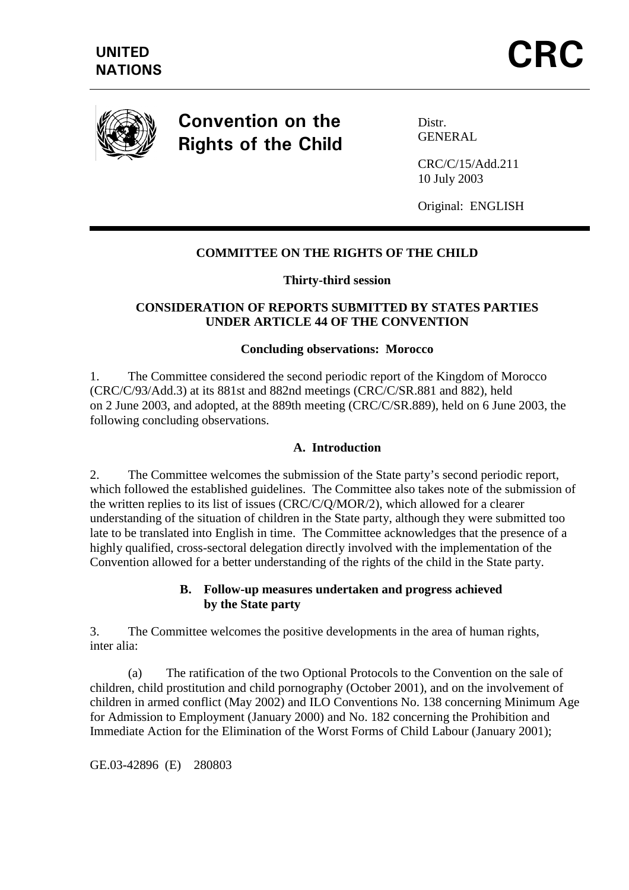UNITED NATIONS

# CRC

## Convention on the Rights of the Child

Distr.
GENERAL

CRC/C/15/Add.211
10 July 2003

Original: ENGLISH

---

**COMMITTEE ON THE RIGHTS OF THE CHILD**

**Thirty-third session**

**CONSIDERATION OF REPORTS SUBMITTED BY STATES PARTIES UNDER ARTICLE 44 OF THE CONVENTION**

**Concluding observations: Morocco**

1. The Committee considered the second periodic report of the Kingdom of Morocco (CRC/C/93/Add.3) at its 881st and 882nd meetings (CRC/C/SR.881 and 882), held on 2 June 2003, and adopted, at the 889th meeting (CRC/C/SR.889), held on 6 June 2003, the following concluding observations.

### A. Introduction

2. The Committee welcomes the submission of the State party's second periodic report, which followed the established guidelines. The Committee also takes note of the submission of the written replies to its list of issues (CRC/C/Q/MOR/2), which allowed for a clearer understanding of the situation of children in the State party, although they were submitted too late to be translated into English in time. The Committee acknowledges that the presence of a highly qualified, cross-sectoral delegation directly involved with the implementation of the Convention allowed for a better understanding of the rights of the child in the State party.

### B. Follow-up measures undertaken and progress achieved by the State party

3. The Committee welcomes the positive developments in the area of human rights, inter alia:

(a) The ratification of the two Optional Protocols to the Convention on the sale of children, child prostitution and child pornography (October 2001), and on the involvement of children in armed conflict (May 2002) and ILO Conventions No. 138 concerning Minimum Age for Admission to Employment (January 2000) and No. 182 concerning the Prohibition and Immediate Action for the Elimination of the Worst Forms of Child Labour (January 2001);

GE.03-42896 (E) 280803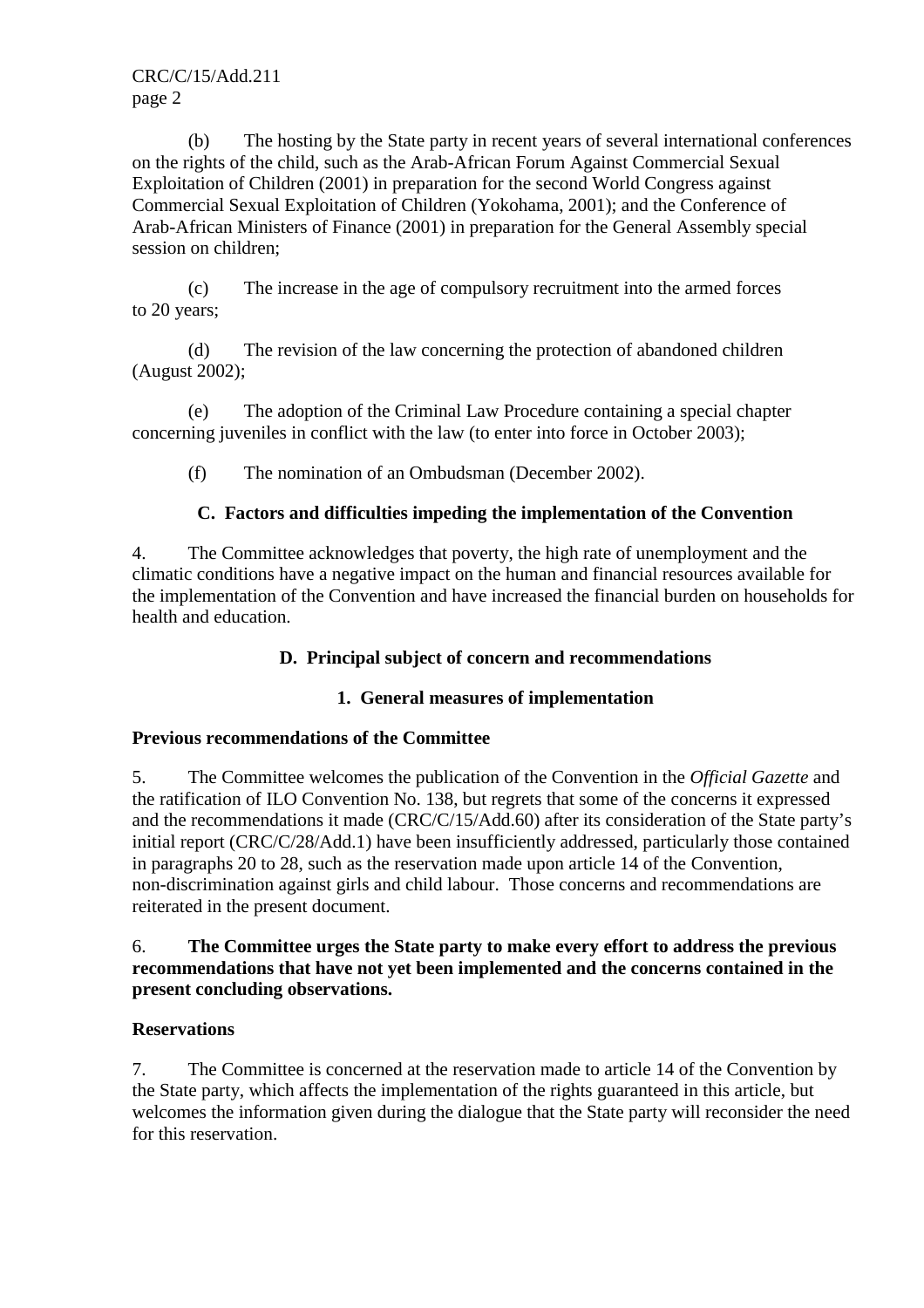(b) The hosting by the State party in recent years of several international conferences on the rights of the child, such as the Arab-African Forum Against Commercial Sexual Exploitation of Children (2001) in preparation for the second World Congress against Commercial Sexual Exploitation of Children (Yokohama, 2001); and the Conference of Arab-African Ministers of Finance (2001) in preparation for the General Assembly special session on children;

(c) The increase in the age of compulsory recruitment into the armed forces to 20 years;

(d) The revision of the law concerning the protection of abandoned children (August 2002);

(e) The adoption of the Criminal Law Procedure containing a special chapter concerning juveniles in conflict with the law (to enter into force in October 2003);

(f) The nomination of an Ombudsman (December 2002).

## C. Factors and difficulties impeding the implementation of the Convention

4. The Committee acknowledges that poverty, the high rate of unemployment and the climatic conditions have a negative impact on the human and financial resources available for the implementation of the Convention and have increased the financial burden on households for health and education.

## D. Principal subject of concern and recommendations

### 1. General measures of implementation

**Previous recommendations of the Committee**

5. The Committee welcomes the publication of the Convention in the *Official Gazette* and the ratification of ILO Convention No. 138, but regrets that some of the concerns it expressed and the recommendations it made (CRC/C/15/Add.60) after its consideration of the State party's initial report (CRC/C/28/Add.1) have been insufficiently addressed, particularly those contained in paragraphs 20 to 28, such as the reservation made upon article 14 of the Convention, non-discrimination against girls and child labour. Those concerns and recommendations are reiterated in the present document.

6. **The Committee urges the State party to make every effort to address the previous recommendations that have not yet been implemented and the concerns contained in the present concluding observations.**

**Reservations**

7. The Committee is concerned at the reservation made to article 14 of the Convention by the State party, which affects the implementation of the rights guaranteed in this article, but welcomes the information given during the dialogue that the State party will reconsider the need for this reservation.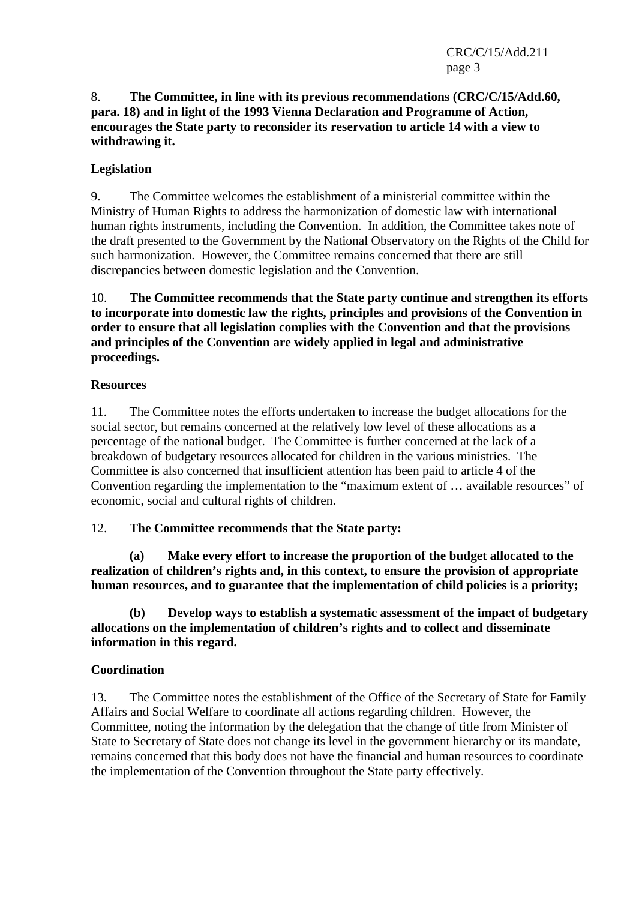8. **The Committee, in line with its previous recommendations (CRC/C/15/Add.60, para. 18) and in light of the 1993 Vienna Declaration and Programme of Action, encourages the State party to reconsider its reservation to article 14 with a view to withdrawing it.**

**Legislation**

9. The Committee welcomes the establishment of a ministerial committee within the Ministry of Human Rights to address the harmonization of domestic law with international human rights instruments, including the Convention. In addition, the Committee takes note of the draft presented to the Government by the National Observatory on the Rights of the Child for such harmonization. However, the Committee remains concerned that there are still discrepancies between domestic legislation and the Convention.

10. **The Committee recommends that the State party continue and strengthen its efforts to incorporate into domestic law the rights, principles and provisions of the Convention in order to ensure that all legislation complies with the Convention and that the provisions and principles of the Convention are widely applied in legal and administrative proceedings.**

**Resources**

11. The Committee notes the efforts undertaken to increase the budget allocations for the social sector, but remains concerned at the relatively low level of these allocations as a percentage of the national budget. The Committee is further concerned at the lack of a breakdown of budgetary resources allocated for children in the various ministries. The Committee is also concerned that insufficient attention has been paid to article 4 of the Convention regarding the implementation to the "maximum extent of … available resources" of economic, social and cultural rights of children.

12. **The Committee recommends that the State party:**

**(a) Make every effort to increase the proportion of the budget allocated to the realization of children's rights and, in this context, to ensure the provision of appropriate human resources, and to guarantee that the implementation of child policies is a priority;**

**(b) Develop ways to establish a systematic assessment of the impact of budgetary allocations on the implementation of children's rights and to collect and disseminate information in this regard.**

**Coordination**

13. The Committee notes the establishment of the Office of the Secretary of State for Family Affairs and Social Welfare to coordinate all actions regarding children. However, the Committee, noting the information by the delegation that the change of title from Minister of State to Secretary of State does not change its level in the government hierarchy or its mandate, remains concerned that this body does not have the financial and human resources to coordinate the implementation of the Convention throughout the State party effectively.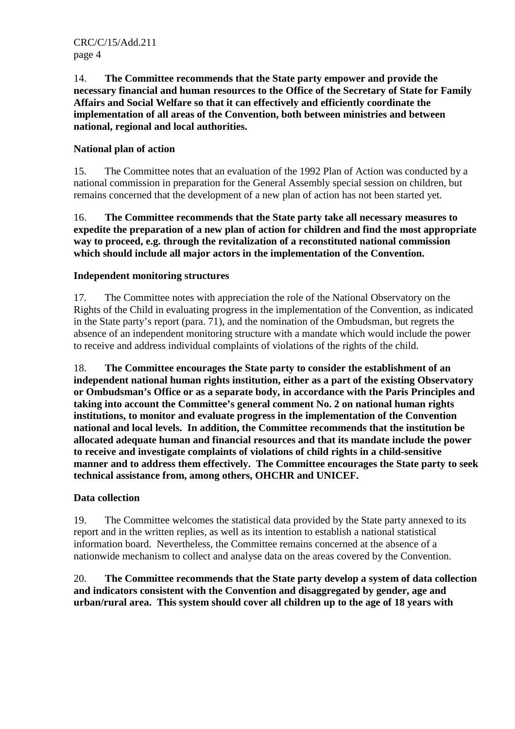14. **The Committee recommends that the State party empower and provide the necessary financial and human resources to the Office of the Secretary of State for Family Affairs and Social Welfare so that it can effectively and efficiently coordinate the implementation of all areas of the Convention, both between ministries and between national, regional and local authorities.**

**National plan of action**

15. The Committee notes that an evaluation of the 1992 Plan of Action was conducted by a national commission in preparation for the General Assembly special session on children, but remains concerned that the development of a new plan of action has not been started yet.

16. **The Committee recommends that the State party take all necessary measures to expedite the preparation of a new plan of action for children and find the most appropriate way to proceed, e.g. through the revitalization of a reconstituted national commission which should include all major actors in the implementation of the Convention.**

**Independent monitoring structures**

17. The Committee notes with appreciation the role of the National Observatory on the Rights of the Child in evaluating progress in the implementation of the Convention, as indicated in the State party's report (para. 71), and the nomination of the Ombudsman, but regrets the absence of an independent monitoring structure with a mandate which would include the power to receive and address individual complaints of violations of the rights of the child.

18. **The Committee encourages the State party to consider the establishment of an independent national human rights institution, either as a part of the existing Observatory or Ombudsman's Office or as a separate body, in accordance with the Paris Principles and taking into account the Committee's general comment No. 2 on national human rights institutions, to monitor and evaluate progress in the implementation of the Convention national and local levels. In addition, the Committee recommends that the institution be allocated adequate human and financial resources and that its mandate include the power to receive and investigate complaints of violations of child rights in a child-sensitive manner and to address them effectively. The Committee encourages the State party to seek technical assistance from, among others, OHCHR and UNICEF.**

**Data collection**

19. The Committee welcomes the statistical data provided by the State party annexed to its report and in the written replies, as well as its intention to establish a national statistical information board. Nevertheless, the Committee remains concerned at the absence of a nationwide mechanism to collect and analyse data on the areas covered by the Convention.

20. **The Committee recommends that the State party develop a system of data collection and indicators consistent with the Convention and disaggregated by gender, age and urban/rural area. This system should cover all children up to the age of 18 years with**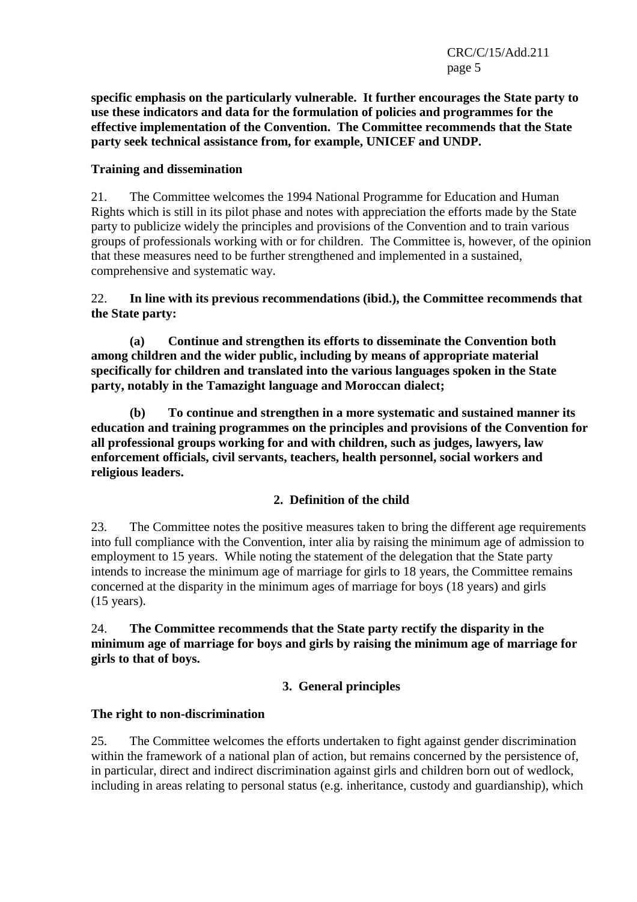**specific emphasis on the particularly vulnerable. It further encourages the State party to use these indicators and data for the formulation of policies and programmes for the effective implementation of the Convention. The Committee recommends that the State party seek technical assistance from, for example, UNICEF and UNDP.**

**Training and dissemination**

21. The Committee welcomes the 1994 National Programme for Education and Human Rights which is still in its pilot phase and notes with appreciation the efforts made by the State party to publicize widely the principles and provisions of the Convention and to train various groups of professionals working with or for children. The Committee is, however, of the opinion that these measures need to be further strengthened and implemented in a sustained, comprehensive and systematic way.

22. **In line with its previous recommendations (ibid.), the Committee recommends that the State party:**

**(a) Continue and strengthen its efforts to disseminate the Convention both among children and the wider public, including by means of appropriate material specifically for children and translated into the various languages spoken in the State party, notably in the Tamazight language and Moroccan dialect;**

**(b) To continue and strengthen in a more systematic and sustained manner its education and training programmes on the principles and provisions of the Convention for all professional groups working for and with children, such as judges, lawyers, law enforcement officials, civil servants, teachers, health personnel, social workers and religious leaders.**

## 2. Definition of the child

23. The Committee notes the positive measures taken to bring the different age requirements into full compliance with the Convention, inter alia by raising the minimum age of admission to employment to 15 years. While noting the statement of the delegation that the State party intends to increase the minimum age of marriage for girls to 18 years, the Committee remains concerned at the disparity in the minimum ages of marriage for boys (18 years) and girls (15 years).

24. **The Committee recommends that the State party rectify the disparity in the minimum age of marriage for boys and girls by raising the minimum age of marriage for girls to that of boys.**

## 3. General principles

**The right to non-discrimination**

25. The Committee welcomes the efforts undertaken to fight against gender discrimination within the framework of a national plan of action, but remains concerned by the persistence of, in particular, direct and indirect discrimination against girls and children born out of wedlock, including in areas relating to personal status (e.g. inheritance, custody and guardianship), which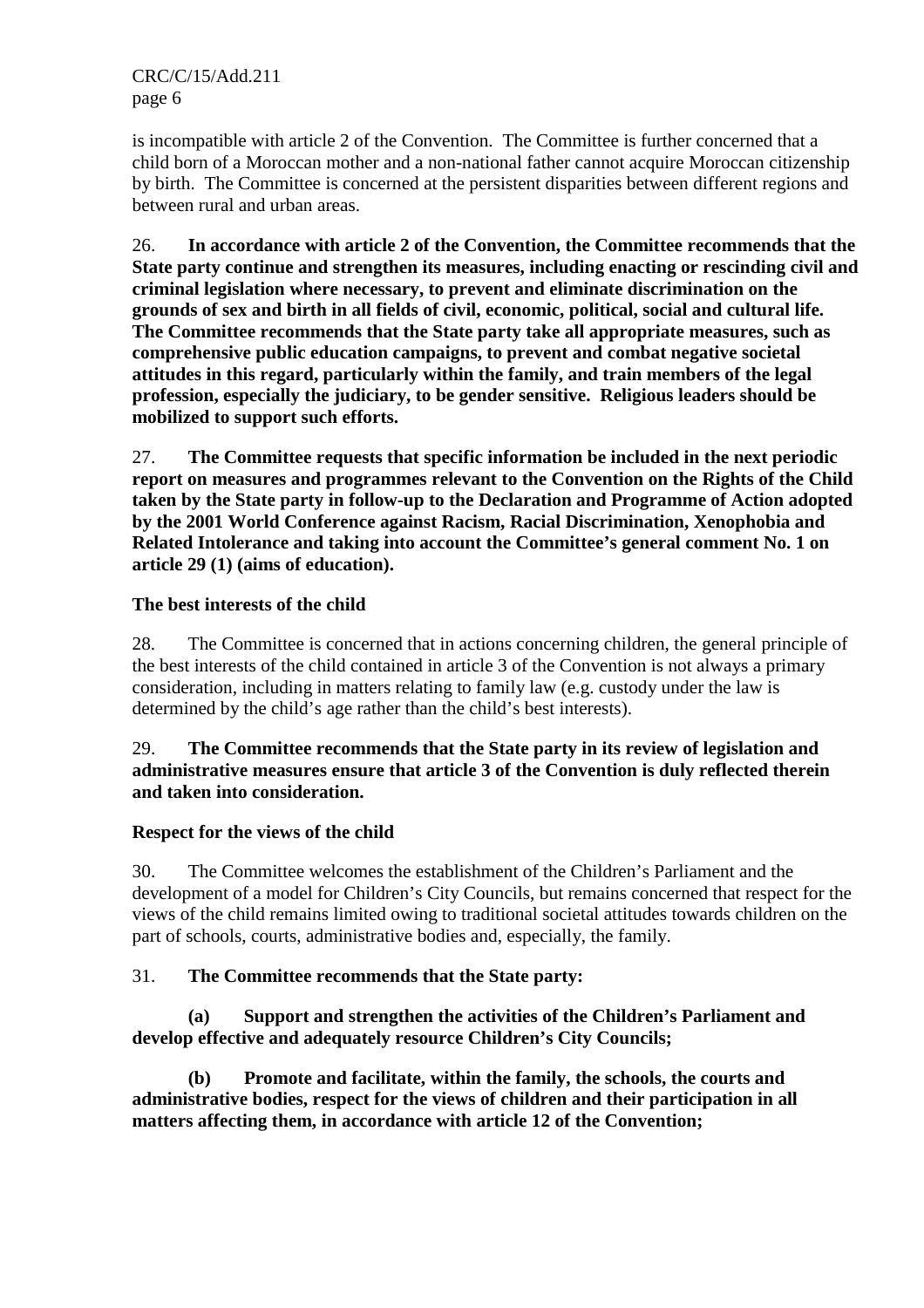is incompatible with article 2 of the Convention. The Committee is further concerned that a child born of a Moroccan mother and a non-national father cannot acquire Moroccan citizenship by birth. The Committee is concerned at the persistent disparities between different regions and between rural and urban areas.

26. **In accordance with article 2 of the Convention, the Committee recommends that the State party continue and strengthen its measures, including enacting or rescinding civil and criminal legislation where necessary, to prevent and eliminate discrimination on the grounds of sex and birth in all fields of civil, economic, political, social and cultural life. The Committee recommends that the State party take all appropriate measures, such as comprehensive public education campaigns, to prevent and combat negative societal attitudes in this regard, particularly within the family, and train members of the legal profession, especially the judiciary, to be gender sensitive. Religious leaders should be mobilized to support such efforts.**

27. **The Committee requests that specific information be included in the next periodic report on measures and programmes relevant to the Convention on the Rights of the Child taken by the State party in follow-up to the Declaration and Programme of Action adopted by the 2001 World Conference against Racism, Racial Discrimination, Xenophobia and Related Intolerance and taking into account the Committee's general comment No. 1 on article 29 (1) (aims of education).**

### The best interests of the child

28. The Committee is concerned that in actions concerning children, the general principle of the best interests of the child contained in article 3 of the Convention is not always a primary consideration, including in matters relating to family law (e.g. custody under the law is determined by the child's age rather than the child's best interests).

29. **The Committee recommends that the State party in its review of legislation and administrative measures ensure that article 3 of the Convention is duly reflected therein and taken into consideration.**

### Respect for the views of the child

30. The Committee welcomes the establishment of the Children's Parliament and the development of a model for Children's City Councils, but remains concerned that respect for the views of the child remains limited owing to traditional societal attitudes towards children on the part of schools, courts, administrative bodies and, especially, the family.

31. **The Committee recommends that the State party:**

**(a) Support and strengthen the activities of the Children's Parliament and develop effective and adequately resource Children's City Councils;**

**(b) Promote and facilitate, within the family, the schools, the courts and administrative bodies, respect for the views of children and their participation in all matters affecting them, in accordance with article 12 of the Convention;**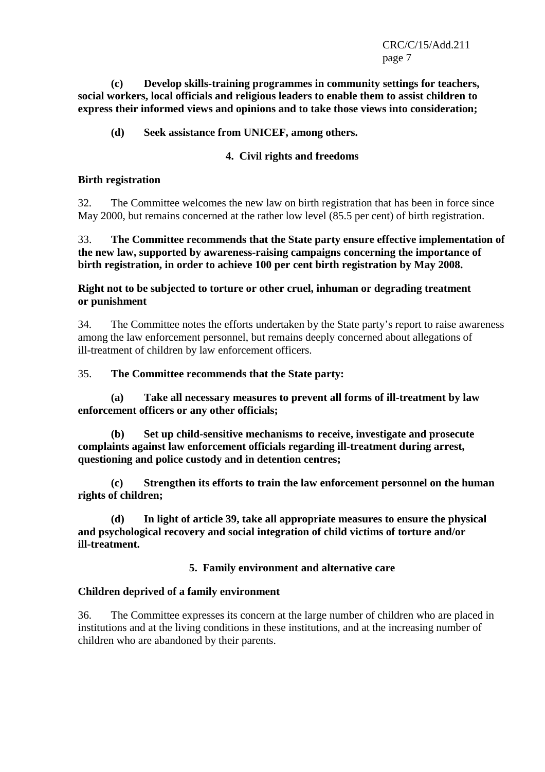**(c) Develop skills-training programmes in community settings for teachers, social workers, local officials and religious leaders to enable them to assist children to express their informed views and opinions and to take those views into consideration;**

**(d) Seek assistance from UNICEF, among others.**

### 4. Civil rights and freedoms

#### Birth registration

32. The Committee welcomes the new law on birth registration that has been in force since May 2000, but remains concerned at the rather low level (85.5 per cent) of birth registration.

33. **The Committee recommends that the State party ensure effective implementation of the new law, supported by awareness-raising campaigns concerning the importance of birth registration, in order to achieve 100 per cent birth registration by May 2008.**

#### Right not to be subjected to torture or other cruel, inhuman or degrading treatment or punishment

34. The Committee notes the efforts undertaken by the State party's report to raise awareness among the law enforcement personnel, but remains deeply concerned about allegations of ill-treatment of children by law enforcement officers.

35. **The Committee recommends that the State party:**

**(a) Take all necessary measures to prevent all forms of ill-treatment by law enforcement officers or any other officials;**

**(b) Set up child-sensitive mechanisms to receive, investigate and prosecute complaints against law enforcement officials regarding ill-treatment during arrest, questioning and police custody and in detention centres;**

**(c) Strengthen its efforts to train the law enforcement personnel on the human rights of children;**

**(d) In light of article 39, take all appropriate measures to ensure the physical and psychological recovery and social integration of child victims of torture and/or ill-treatment.**

### 5. Family environment and alternative care

#### Children deprived of a family environment

36. The Committee expresses its concern at the large number of children who are placed in institutions and at the living conditions in these institutions, and at the increasing number of children who are abandoned by their parents.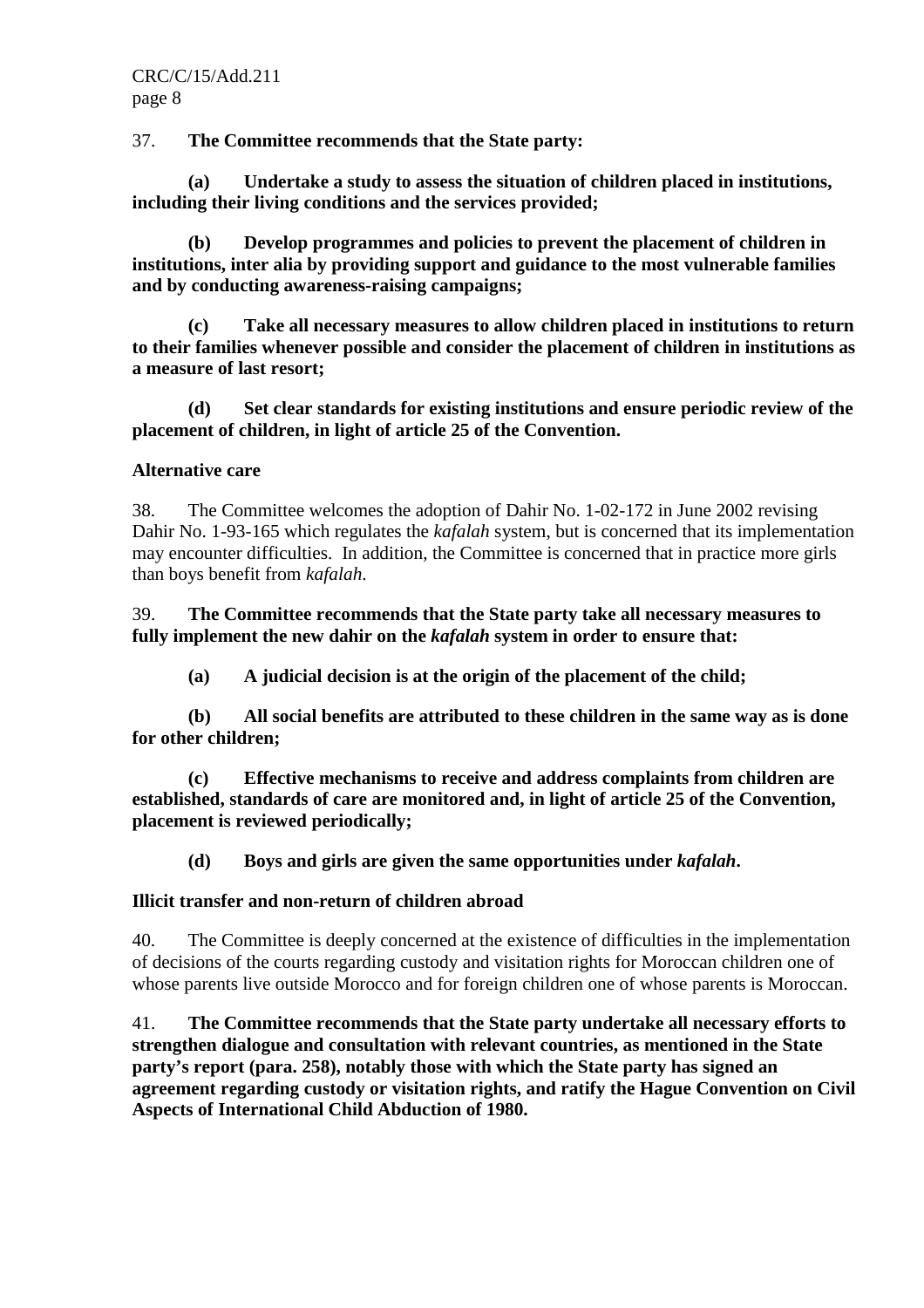37. **The Committee recommends that the State party:**

**(a) Undertake a study to assess the situation of children placed in institutions, including their living conditions and the services provided;**

**(b) Develop programmes and policies to prevent the placement of children in institutions, inter alia by providing support and guidance to the most vulnerable families and by conducting awareness-raising campaigns;**

**(c) Take all necessary measures to allow children placed in institutions to return to their families whenever possible and consider the placement of children in institutions as a measure of last resort;**

**(d) Set clear standards for existing institutions and ensure periodic review of the placement of children, in light of article 25 of the Convention.**

**Alternative care**

38. The Committee welcomes the adoption of Dahir No. 1-02-172 in June 2002 revising Dahir No. 1-93-165 which regulates the *kafalah* system, but is concerned that its implementation may encounter difficulties. In addition, the Committee is concerned that in practice more girls than boys benefit from *kafalah*.

39. **The Committee recommends that the State party take all necessary measures to fully implement the new dahir on the *kafalah* system in order to ensure that:**

**(a) A judicial decision is at the origin of the placement of the child;**

**(b) All social benefits are attributed to these children in the same way as is done for other children;**

**(c) Effective mechanisms to receive and address complaints from children are established, standards of care are monitored and, in light of article 25 of the Convention, placement is reviewed periodically;**

**(d) Boys and girls are given the same opportunities under *kafalah*.**

**Illicit transfer and non-return of children abroad**

40. The Committee is deeply concerned at the existence of difficulties in the implementation of decisions of the courts regarding custody and visitation rights for Moroccan children one of whose parents live outside Morocco and for foreign children one of whose parents is Moroccan.

41. **The Committee recommends that the State party undertake all necessary efforts to strengthen dialogue and consultation with relevant countries, as mentioned in the State party's report (para. 258), notably those with which the State party has signed an agreement regarding custody or visitation rights, and ratify the Hague Convention on Civil Aspects of International Child Abduction of 1980.**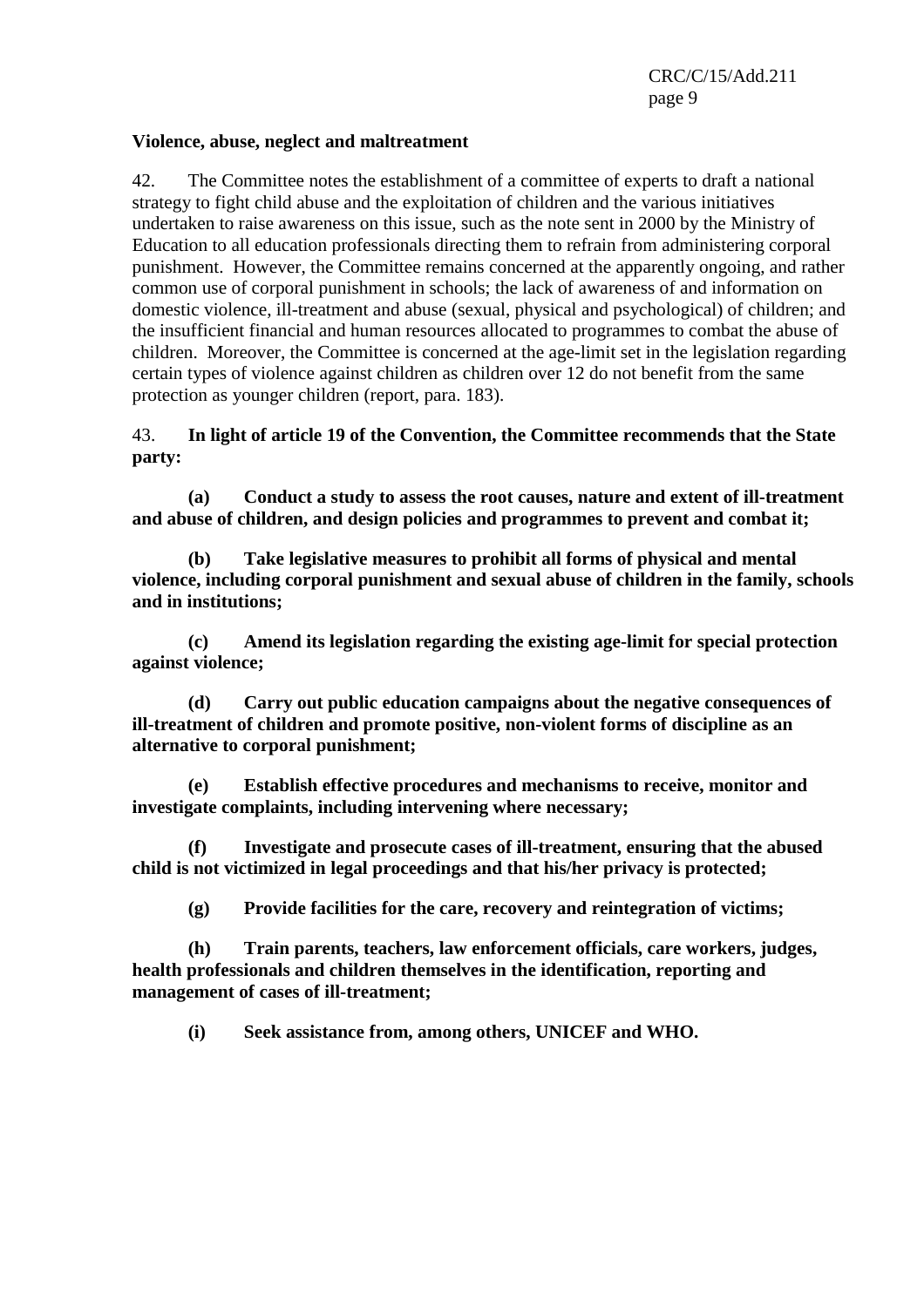**Violence, abuse, neglect and maltreatment**

42. The Committee notes the establishment of a committee of experts to draft a national strategy to fight child abuse and the exploitation of children and the various initiatives undertaken to raise awareness on this issue, such as the note sent in 2000 by the Ministry of Education to all education professionals directing them to refrain from administering corporal punishment. However, the Committee remains concerned at the apparently ongoing, and rather common use of corporal punishment in schools; the lack of awareness of and information on domestic violence, ill-treatment and abuse (sexual, physical and psychological) of children; and the insufficient financial and human resources allocated to programmes to combat the abuse of children. Moreover, the Committee is concerned at the age-limit set in the legislation regarding certain types of violence against children as children over 12 do not benefit from the same protection as younger children (report, para. 183).

43. **In light of article 19 of the Convention, the Committee recommends that the State party:**

**(a) Conduct a study to assess the root causes, nature and extent of ill-treatment and abuse of children, and design policies and programmes to prevent and combat it;**

**(b) Take legislative measures to prohibit all forms of physical and mental violence, including corporal punishment and sexual abuse of children in the family, schools and in institutions;**

**(c) Amend its legislation regarding the existing age-limit for special protection against violence;**

**(d) Carry out public education campaigns about the negative consequences of ill-treatment of children and promote positive, non-violent forms of discipline as an alternative to corporal punishment;**

**(e) Establish effective procedures and mechanisms to receive, monitor and investigate complaints, including intervening where necessary;**

**(f) Investigate and prosecute cases of ill-treatment, ensuring that the abused child is not victimized in legal proceedings and that his/her privacy is protected;**

**(g) Provide facilities for the care, recovery and reintegration of victims;**

**(h) Train parents, teachers, law enforcement officials, care workers, judges, health professionals and children themselves in the identification, reporting and management of cases of ill-treatment;**

**(i) Seek assistance from, among others, UNICEF and WHO.**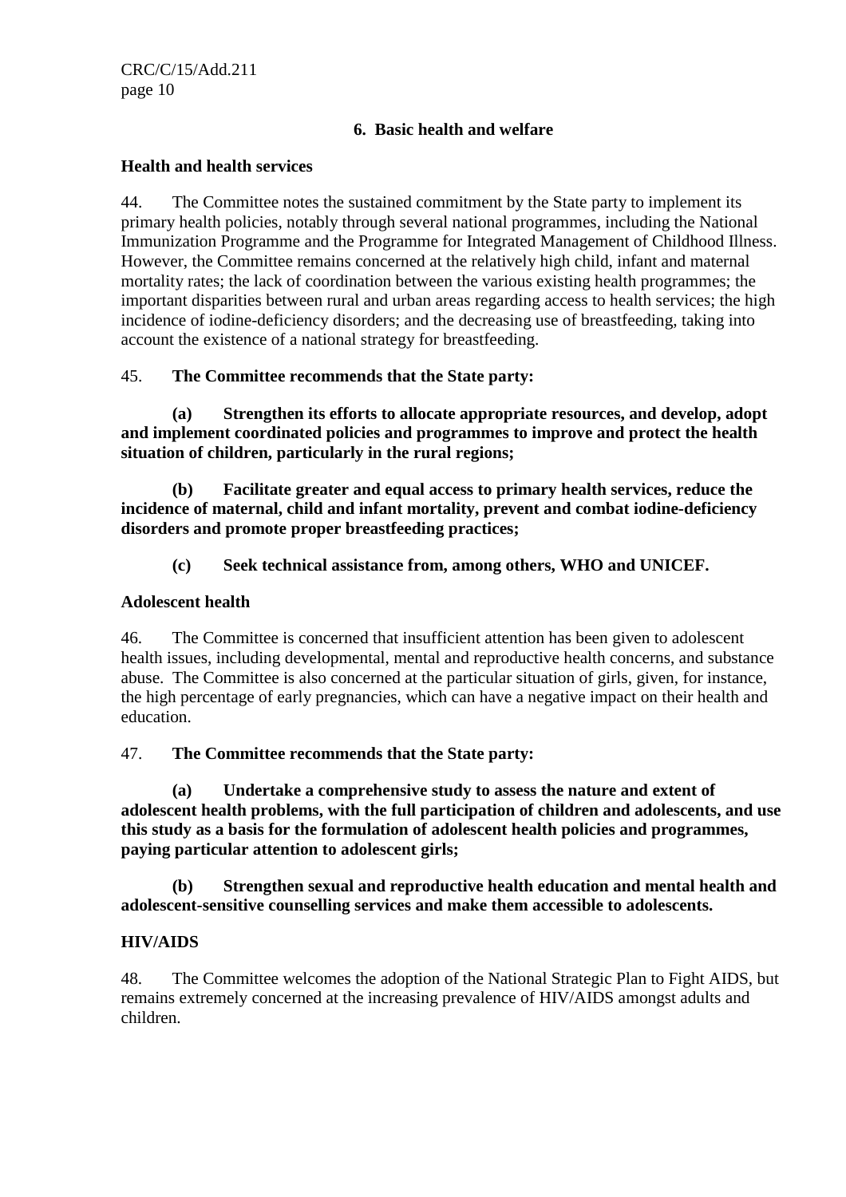### 6. Basic health and welfare

**Health and health services**

44. The Committee notes the sustained commitment by the State party to implement its primary health policies, notably through several national programmes, including the National Immunization Programme and the Programme for Integrated Management of Childhood Illness. However, the Committee remains concerned at the relatively high child, infant and maternal mortality rates; the lack of coordination between the various existing health programmes; the important disparities between rural and urban areas regarding access to health services; the high incidence of iodine-deficiency disorders; and the decreasing use of breastfeeding, taking into account the existence of a national strategy for breastfeeding.

45. **The Committee recommends that the State party:**

**(a) Strengthen its efforts to allocate appropriate resources, and develop, adopt and implement coordinated policies and programmes to improve and protect the health situation of children, particularly in the rural regions;**

**(b) Facilitate greater and equal access to primary health services, reduce the incidence of maternal, child and infant mortality, prevent and combat iodine-deficiency disorders and promote proper breastfeeding practices;**

**(c) Seek technical assistance from, among others, WHO and UNICEF.**

**Adolescent health**

46. The Committee is concerned that insufficient attention has been given to adolescent health issues, including developmental, mental and reproductive health concerns, and substance abuse. The Committee is also concerned at the particular situation of girls, given, for instance, the high percentage of early pregnancies, which can have a negative impact on their health and education.

47. **The Committee recommends that the State party:**

**(a) Undertake a comprehensive study to assess the nature and extent of adolescent health problems, with the full participation of children and adolescents, and use this study as a basis for the formulation of adolescent health policies and programmes, paying particular attention to adolescent girls;**

**(b) Strengthen sexual and reproductive health education and mental health and adolescent-sensitive counselling services and make them accessible to adolescents.**

**HIV/AIDS**

48. The Committee welcomes the adoption of the National Strategic Plan to Fight AIDS, but remains extremely concerned at the increasing prevalence of HIV/AIDS amongst adults and children.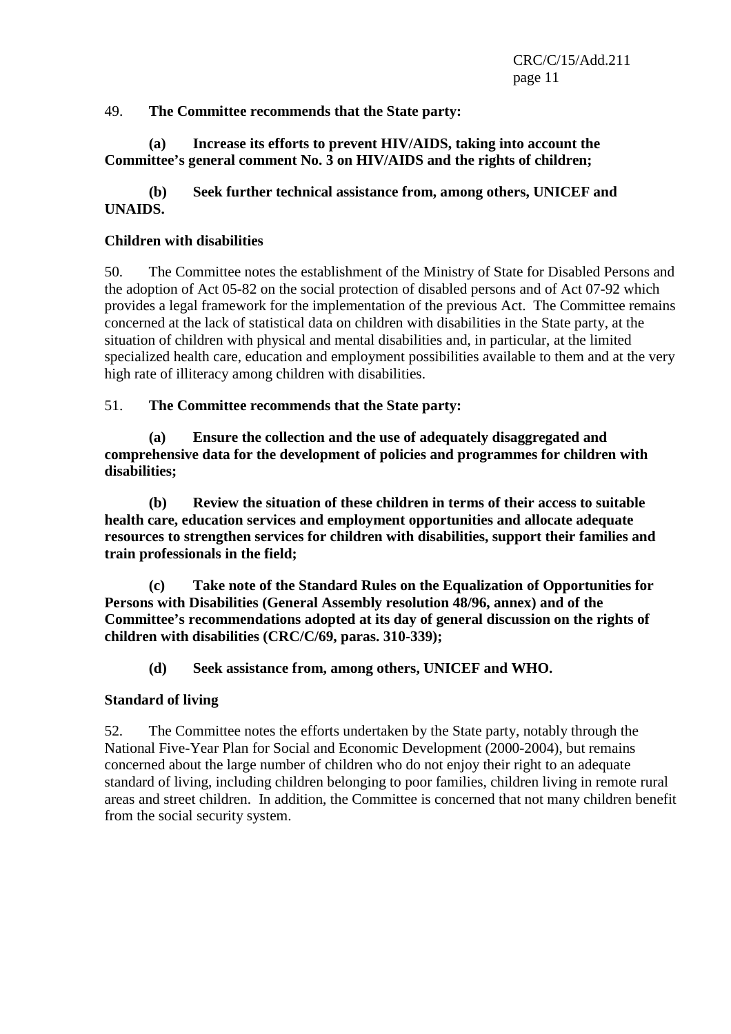49. **The Committee recommends that the State party:**

**(a) Increase its efforts to prevent HIV/AIDS, taking into account the Committee's general comment No. 3 on HIV/AIDS and the rights of children;**

**(b) Seek further technical assistance from, among others, UNICEF and UNAIDS.**

**Children with disabilities**

50. The Committee notes the establishment of the Ministry of State for Disabled Persons and the adoption of Act 05-82 on the social protection of disabled persons and of Act 07-92 which provides a legal framework for the implementation of the previous Act. The Committee remains concerned at the lack of statistical data on children with disabilities in the State party, at the situation of children with physical and mental disabilities and, in particular, at the limited specialized health care, education and employment possibilities available to them and at the very high rate of illiteracy among children with disabilities.

51. **The Committee recommends that the State party:**

**(a) Ensure the collection and the use of adequately disaggregated and comprehensive data for the development of policies and programmes for children with disabilities;**

**(b) Review the situation of these children in terms of their access to suitable health care, education services and employment opportunities and allocate adequate resources to strengthen services for children with disabilities, support their families and train professionals in the field;**

**(c) Take note of the Standard Rules on the Equalization of Opportunities for Persons with Disabilities (General Assembly resolution 48/96, annex) and of the Committee's recommendations adopted at its day of general discussion on the rights of children with disabilities (CRC/C/69, paras. 310-339);**

**(d) Seek assistance from, among others, UNICEF and WHO.**

**Standard of living**

52. The Committee notes the efforts undertaken by the State party, notably through the National Five-Year Plan for Social and Economic Development (2000-2004), but remains concerned about the large number of children who do not enjoy their right to an adequate standard of living, including children belonging to poor families, children living in remote rural areas and street children. In addition, the Committee is concerned that not many children benefit from the social security system.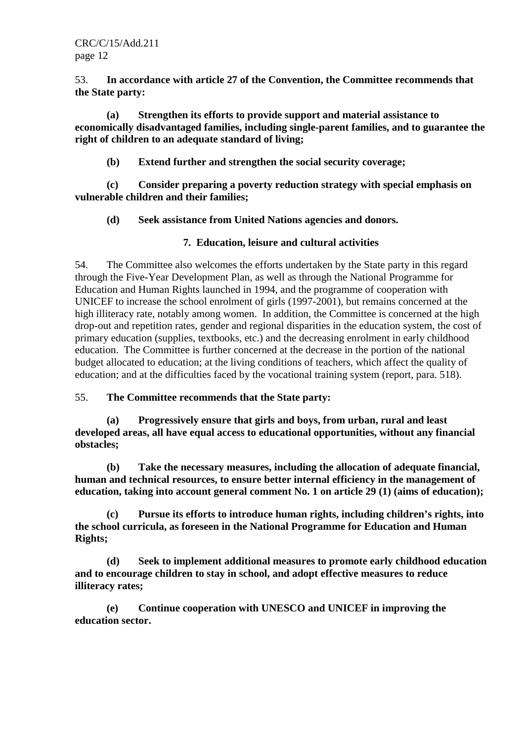53. **In accordance with article 27 of the Convention, the Committee recommends that the State party:**

**(a) Strengthen its efforts to provide support and material assistance to economically disadvantaged families, including single-parent families, and to guarantee the right of children to an adequate standard of living;**

**(b) Extend further and strengthen the social security coverage;**

**(c) Consider preparing a poverty reduction strategy with special emphasis on vulnerable children and their families;**

**(d) Seek assistance from United Nations agencies and donors.**

### 7. Education, leisure and cultural activities

54. The Committee also welcomes the efforts undertaken by the State party in this regard through the Five-Year Development Plan, as well as through the National Programme for Education and Human Rights launched in 1994, and the programme of cooperation with UNICEF to increase the school enrolment of girls (1997-2001), but remains concerned at the high illiteracy rate, notably among women. In addition, the Committee is concerned at the high drop-out and repetition rates, gender and regional disparities in the education system, the cost of primary education (supplies, textbooks, etc.) and the decreasing enrolment in early childhood education. The Committee is further concerned at the decrease in the portion of the national budget allocated to education; at the living conditions of teachers, which affect the quality of education; and at the difficulties faced by the vocational training system (report, para. 518).

55. **The Committee recommends that the State party:**

**(a) Progressively ensure that girls and boys, from urban, rural and least developed areas, all have equal access to educational opportunities, without any financial obstacles;**

**(b) Take the necessary measures, including the allocation of adequate financial, human and technical resources, to ensure better internal efficiency in the management of education, taking into account general comment No. 1 on article 29 (1) (aims of education);**

**(c) Pursue its efforts to introduce human rights, including children's rights, into the school curricula, as foreseen in the National Programme for Education and Human Rights;**

**(d) Seek to implement additional measures to promote early childhood education and to encourage children to stay in school, and adopt effective measures to reduce illiteracy rates;**

**(e) Continue cooperation with UNESCO and UNICEF in improving the education sector.**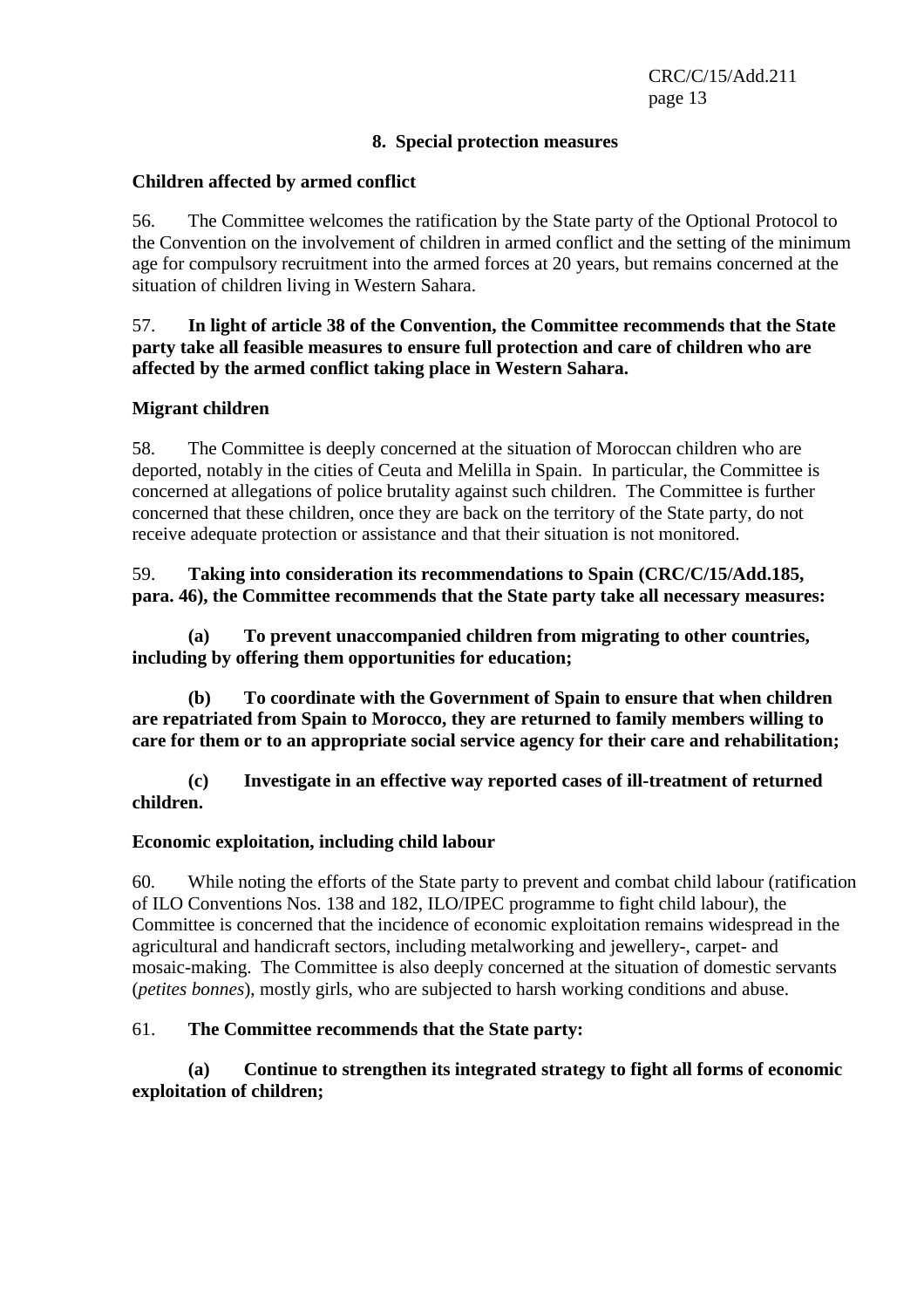## 8. Special protection measures

### Children affected by armed conflict

56. The Committee welcomes the ratification by the State party of the Optional Protocol to the Convention on the involvement of children in armed conflict and the setting of the minimum age for compulsory recruitment into the armed forces at 20 years, but remains concerned at the situation of children living in Western Sahara.

57. **In light of article 38 of the Convention, the Committee recommends that the State party take all feasible measures to ensure full protection and care of children who are affected by the armed conflict taking place in Western Sahara.**

### Migrant children

58. The Committee is deeply concerned at the situation of Moroccan children who are deported, notably in the cities of Ceuta and Melilla in Spain. In particular, the Committee is concerned at allegations of police brutality against such children. The Committee is further concerned that these children, once they are back on the territory of the State party, do not receive adequate protection or assistance and that their situation is not monitored.

59. **Taking into consideration its recommendations to Spain (CRC/C/15/Add.185, para. 46), the Committee recommends that the State party take all necessary measures:**

**(a) To prevent unaccompanied children from migrating to other countries, including by offering them opportunities for education;**

**(b) To coordinate with the Government of Spain to ensure that when children are repatriated from Spain to Morocco, they are returned to family members willing to care for them or to an appropriate social service agency for their care and rehabilitation;**

**(c) Investigate in an effective way reported cases of ill-treatment of returned children.**

### Economic exploitation, including child labour

60. While noting the efforts of the State party to prevent and combat child labour (ratification of ILO Conventions Nos. 138 and 182, ILO/IPEC programme to fight child labour), the Committee is concerned that the incidence of economic exploitation remains widespread in the agricultural and handicraft sectors, including metalworking and jewellery-, carpet- and mosaic-making. The Committee is also deeply concerned at the situation of domestic servants (*petites bonnes*), mostly girls, who are subjected to harsh working conditions and abuse.

61. **The Committee recommends that the State party:**

**(a) Continue to strengthen its integrated strategy to fight all forms of economic exploitation of children;**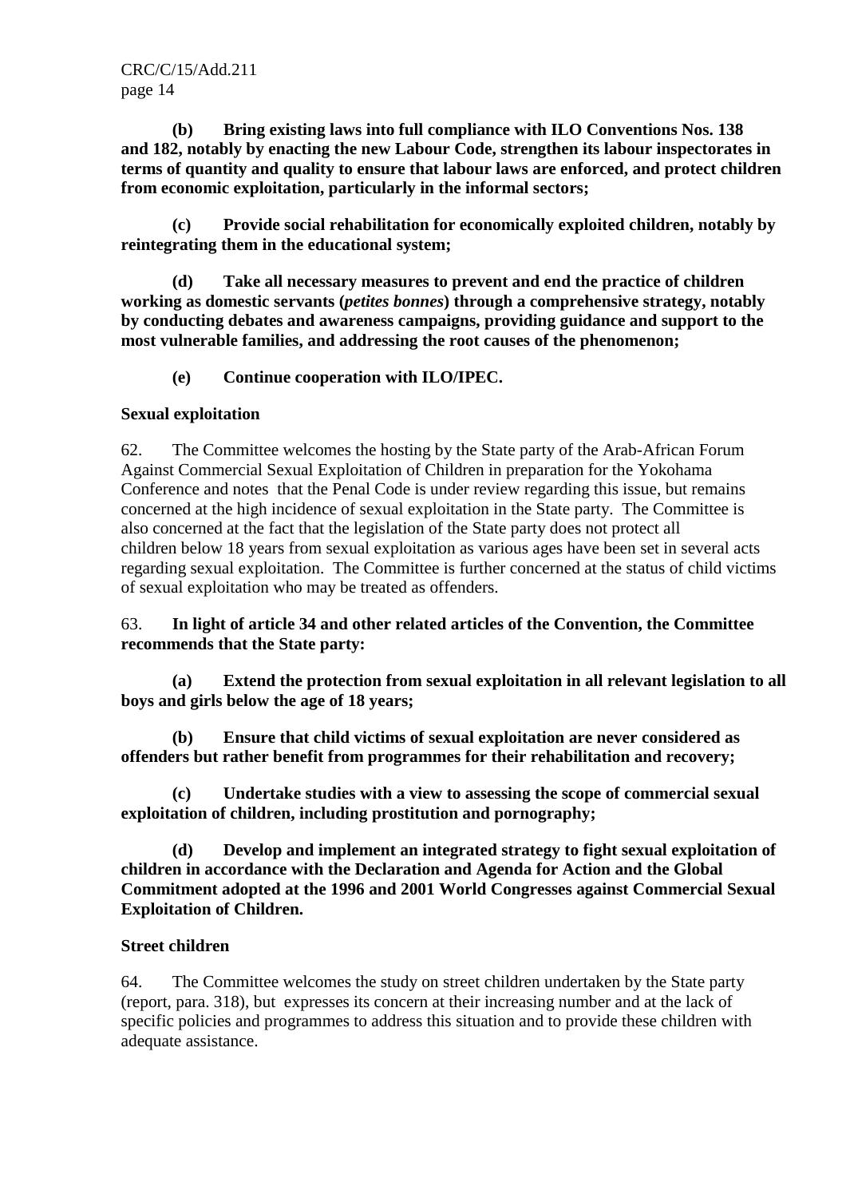**(b) Bring existing laws into full compliance with ILO Conventions Nos. 138 and 182, notably by enacting the new Labour Code, strengthen its labour inspectorates in terms of quantity and quality to ensure that labour laws are enforced, and protect children from economic exploitation, particularly in the informal sectors;**

**(c) Provide social rehabilitation for economically exploited children, notably by reintegrating them in the educational system;**

**(d) Take all necessary measures to prevent and end the practice of children working as domestic servants (*petites bonnes*) through a comprehensive strategy, notably by conducting debates and awareness campaigns, providing guidance and support to the most vulnerable families, and addressing the root causes of the phenomenon;**

**(e) Continue cooperation with ILO/IPEC.**

**Sexual exploitation**

62. The Committee welcomes the hosting by the State party of the Arab-African Forum Against Commercial Sexual Exploitation of Children in preparation for the Yokohama Conference and notes that the Penal Code is under review regarding this issue, but remains concerned at the high incidence of sexual exploitation in the State party. The Committee is also concerned at the fact that the legislation of the State party does not protect all children below 18 years from sexual exploitation as various ages have been set in several acts regarding sexual exploitation. The Committee is further concerned at the status of child victims of sexual exploitation who may be treated as offenders.

63. **In light of article 34 and other related articles of the Convention, the Committee recommends that the State party:**

**(a) Extend the protection from sexual exploitation in all relevant legislation to all boys and girls below the age of 18 years;**

**(b) Ensure that child victims of sexual exploitation are never considered as offenders but rather benefit from programmes for their rehabilitation and recovery;**

**(c) Undertake studies with a view to assessing the scope of commercial sexual exploitation of children, including prostitution and pornography;**

**(d) Develop and implement an integrated strategy to fight sexual exploitation of children in accordance with the Declaration and Agenda for Action and the Global Commitment adopted at the 1996 and 2001 World Congresses against Commercial Sexual Exploitation of Children.**

**Street children**

64. The Committee welcomes the study on street children undertaken by the State party (report, para. 318), but expresses its concern at their increasing number and at the lack of specific policies and programmes to address this situation and to provide these children with adequate assistance.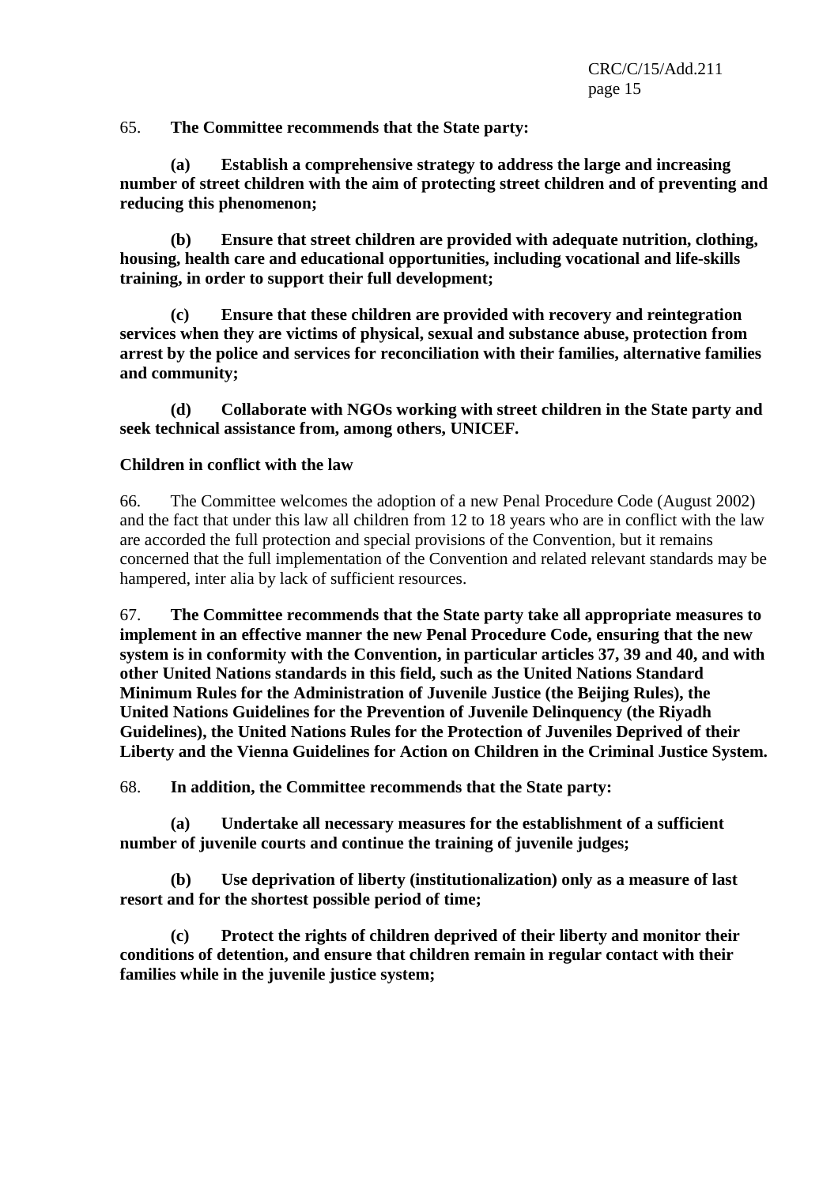65. **The Committee recommends that the State party:**

**(a) Establish a comprehensive strategy to address the large and increasing number of street children with the aim of protecting street children and of preventing and reducing this phenomenon;**

**(b) Ensure that street children are provided with adequate nutrition, clothing, housing, health care and educational opportunities, including vocational and life-skills training, in order to support their full development;**

**(c) Ensure that these children are provided with recovery and reintegration services when they are victims of physical, sexual and substance abuse, protection from arrest by the police and services for reconciliation with their families, alternative families and community;**

**(d) Collaborate with NGOs working with street children in the State party and seek technical assistance from, among others, UNICEF.**

**Children in conflict with the law**

66. The Committee welcomes the adoption of a new Penal Procedure Code (August 2002) and the fact that under this law all children from 12 to 18 years who are in conflict with the law are accorded the full protection and special provisions of the Convention, but it remains concerned that the full implementation of the Convention and related relevant standards may be hampered, inter alia by lack of sufficient resources.

67. **The Committee recommends that the State party take all appropriate measures to implement in an effective manner the new Penal Procedure Code, ensuring that the new system is in conformity with the Convention, in particular articles 37, 39 and 40, and with other United Nations standards in this field, such as the United Nations Standard Minimum Rules for the Administration of Juvenile Justice (the Beijing Rules), the United Nations Guidelines for the Prevention of Juvenile Delinquency (the Riyadh Guidelines), the United Nations Rules for the Protection of Juveniles Deprived of their Liberty and the Vienna Guidelines for Action on Children in the Criminal Justice System.**

68. **In addition, the Committee recommends that the State party:**

**(a) Undertake all necessary measures for the establishment of a sufficient number of juvenile courts and continue the training of juvenile judges;**

**(b) Use deprivation of liberty (institutionalization) only as a measure of last resort and for the shortest possible period of time;**

**(c) Protect the rights of children deprived of their liberty and monitor their conditions of detention, and ensure that children remain in regular contact with their families while in the juvenile justice system;**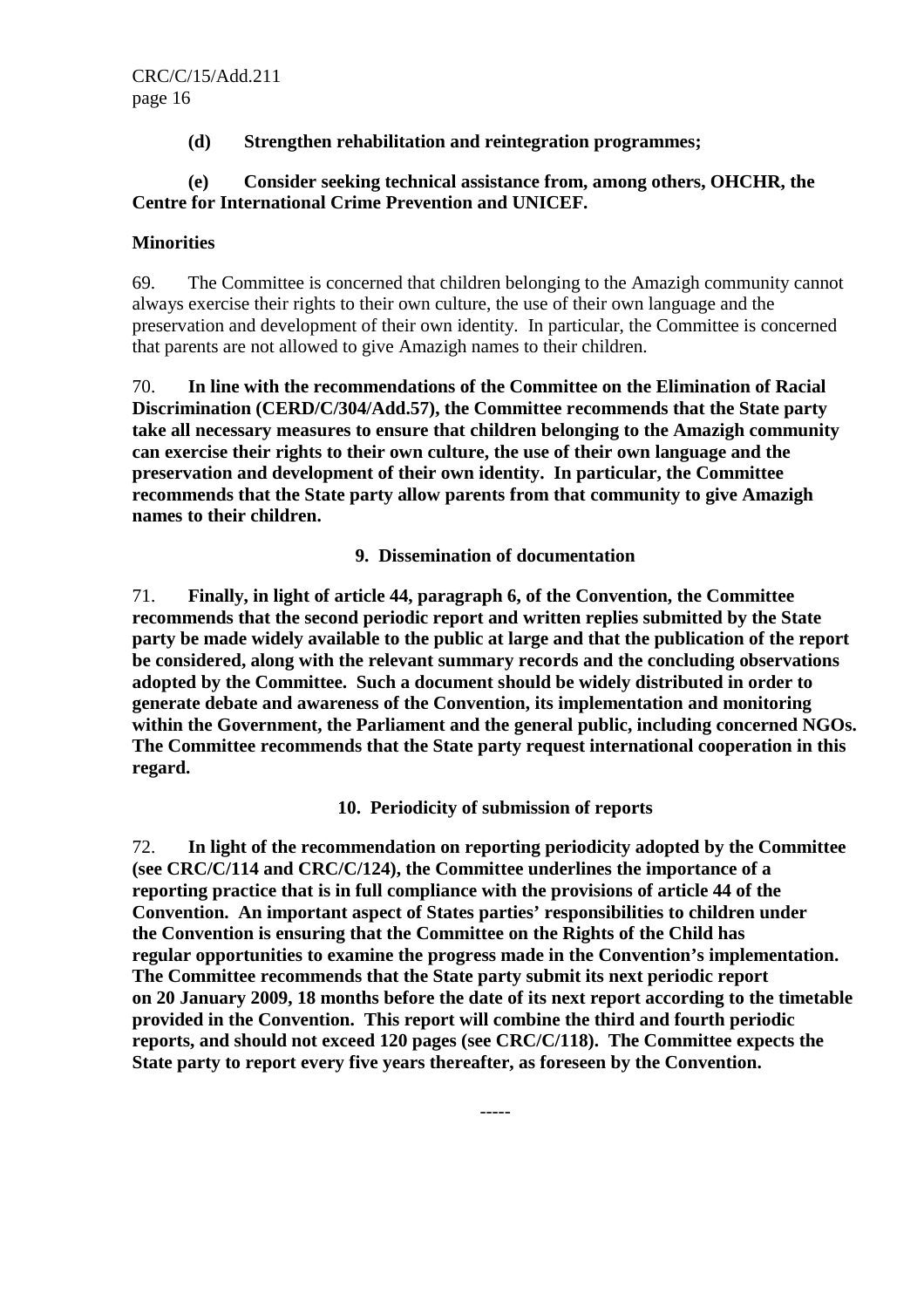**(d) Strengthen rehabilitation and reintegration programmes;**

**(e) Consider seeking technical assistance from, among others, OHCHR, the Centre for International Crime Prevention and UNICEF.**

**Minorities**

69. The Committee is concerned that children belonging to the Amazigh community cannot always exercise their rights to their own culture, the use of their own language and the preservation and development of their own identity. In particular, the Committee is concerned that parents are not allowed to give Amazigh names to their children.

70. **In line with the recommendations of the Committee on the Elimination of Racial Discrimination (CERD/C/304/Add.57), the Committee recommends that the State party take all necessary measures to ensure that children belonging to the Amazigh community can exercise their rights to their own culture, the use of their own language and the preservation and development of their own identity. In particular, the Committee recommends that the State party allow parents from that community to give Amazigh names to their children.**

### 9. Dissemination of documentation

71. **Finally, in light of article 44, paragraph 6, of the Convention, the Committee recommends that the second periodic report and written replies submitted by the State party be made widely available to the public at large and that the publication of the report be considered, along with the relevant summary records and the concluding observations adopted by the Committee. Such a document should be widely distributed in order to generate debate and awareness of the Convention, its implementation and monitoring within the Government, the Parliament and the general public, including concerned NGOs. The Committee recommends that the State party request international cooperation in this regard.**

### 10. Periodicity of submission of reports

72. **In light of the recommendation on reporting periodicity adopted by the Committee (see CRC/C/114 and CRC/C/124), the Committee underlines the importance of a reporting practice that is in full compliance with the provisions of article 44 of the Convention. An important aspect of States parties' responsibilities to children under the Convention is ensuring that the Committee on the Rights of the Child has regular opportunities to examine the progress made in the Convention's implementation. The Committee recommends that the State party submit its next periodic report on 20 January 2009, 18 months before the date of its next report according to the timetable provided in the Convention. This report will combine the third and fourth periodic reports, and should not exceed 120 pages (see CRC/C/118). The Committee expects the State party to report every five years thereafter, as foreseen by the Convention.**

-----